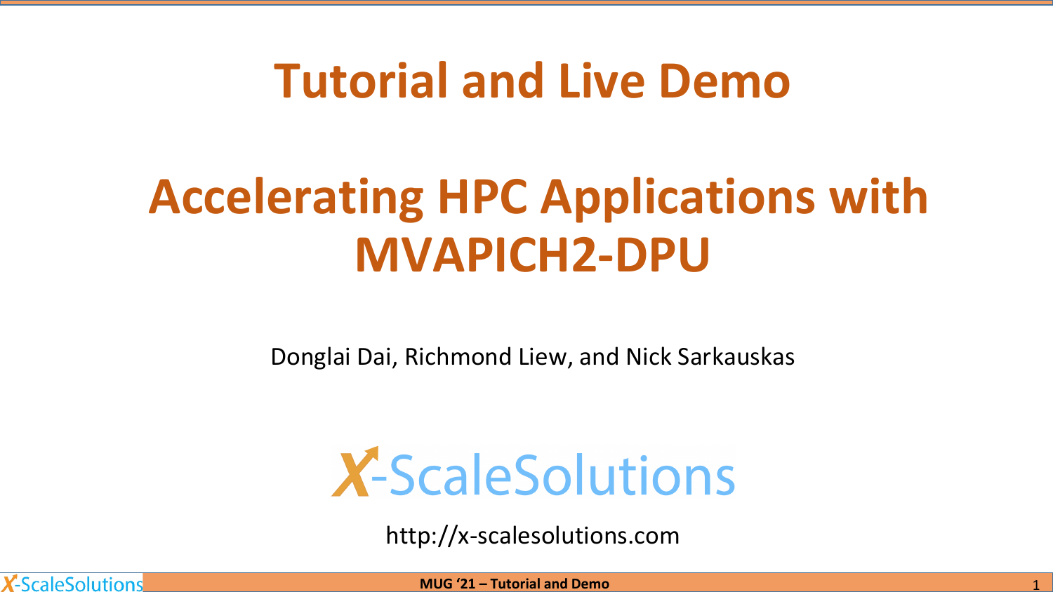# Tutorial and Live Demo

# Accelerating HPC Applications with MVAPICH2-DPU

Donglai Dai, Richmond Liew, and Nick Sarkauskas

X-ScaleSolutions

http://x-scalesolutions.com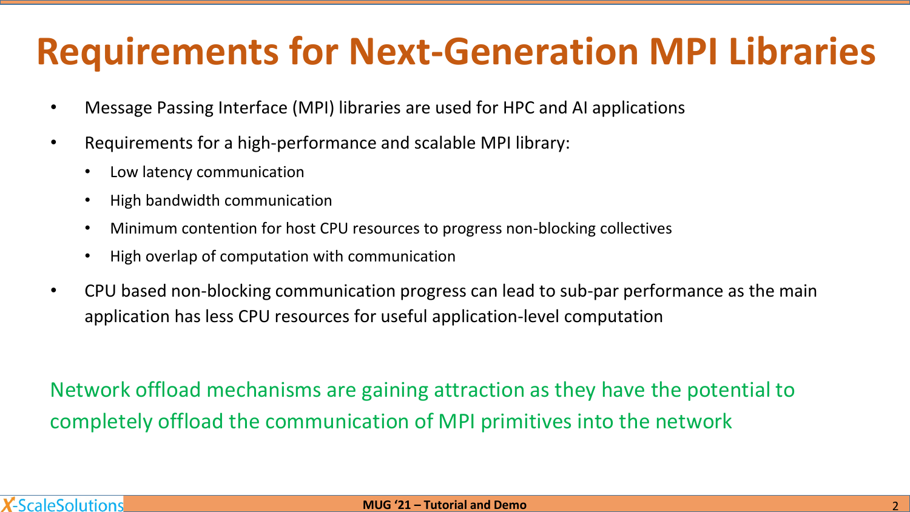# Requirements for Next-Generation MPI Libraries

- Message Passing Interface (MPI) libraries are used for HPC and AI applications
- Requirements for a high-performance and scalable MPI library:
  - Low latency communication
  - High bandwidth communication
  - Minimum contention for host CPU resources to progress non-blocking collectives
  - High overlap of computation with communication
- CPU based non-blocking communication progress can lead to sub-par performance as the main application has less CPU resources for useful application-level computation

Network offload mechanisms are gaining attraction as they have the potential to completely offload the communication of MPI primitives into the network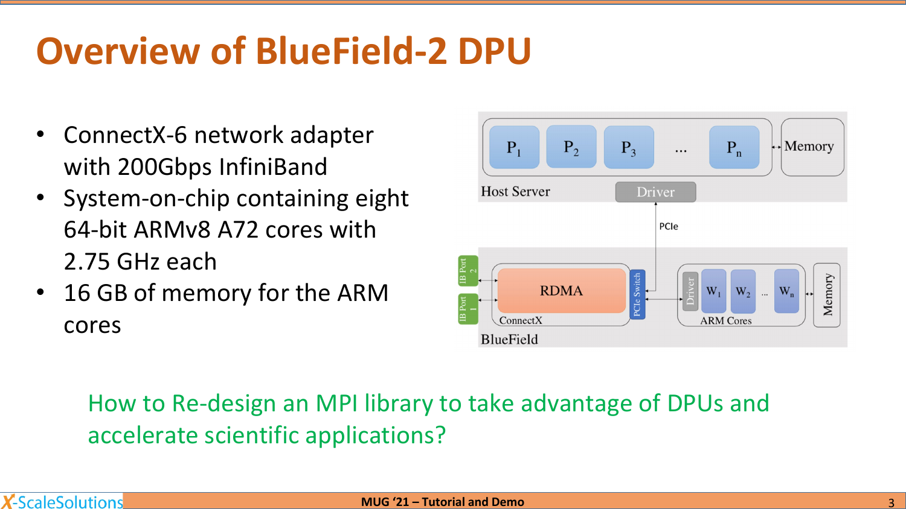# Overview of BlueField-2 DPU

- ConnectX-6 network adapter with 200Gbps InfiniBand
- System-on-chip containing eight 64-bit ARMv8 A72 cores with 2.75 GHz each
- 16 GB of memory for the ARM cores

How to Re-design an MPI library to take advantage of DPUs and accelerate scientific applications?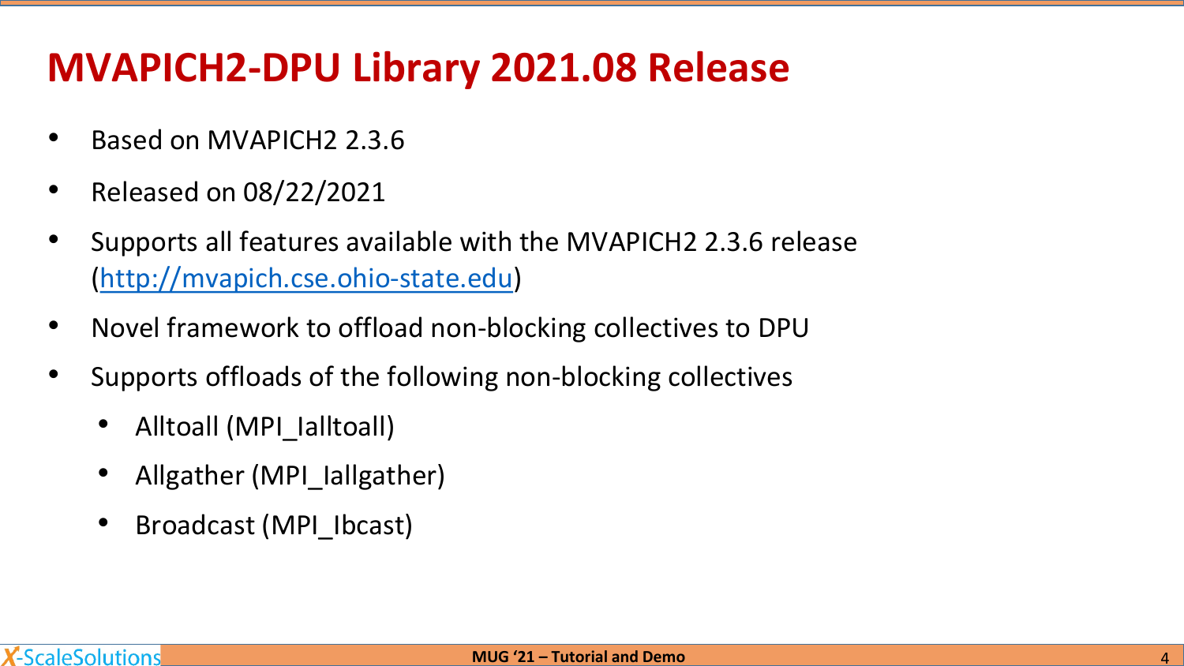# MVAPICH2-DPU Library 2021.08 Release

- Based on MVAPICH2 2.3.6
- Released on 08/22/2021
- Supports all features available with the MVAPICH2 2.3.6 release (http://mvapich.cse.ohio-state.edu)
- Novel framework to offload non-blocking collectives to DPU
- Supports offloads of the following non-blocking collectives
  - Alltoall (MPI_Ialltoall)
  - Allgather (MPI_Iallgather)
  - Broadcast (MPI_Ibcast)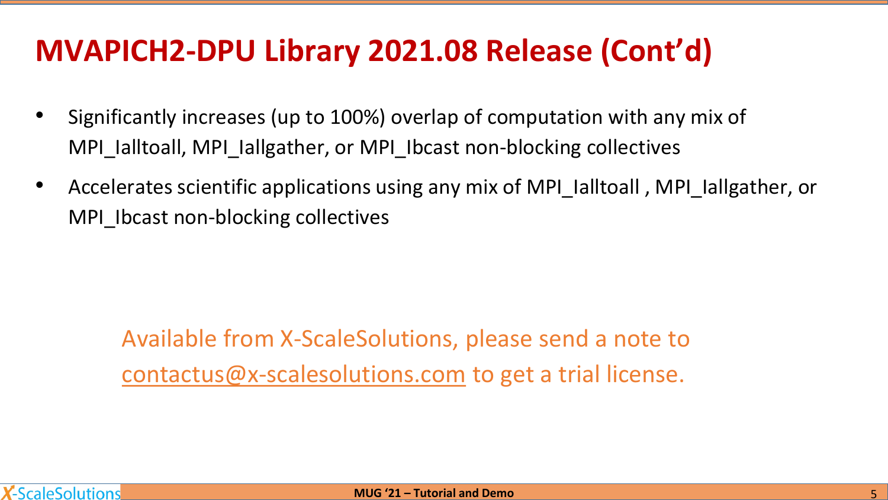# MVAPICH2-DPU Library 2021.08 Release (Cont'd)

- Significantly increases (up to 100%) overlap of computation with any mix of MPI_Ialltoall, MPI_Iallgather, or MPI_Ibcast non-blocking collectives
- Accelerates scientific applications using any mix of MPI_Ialltoall , MPI_Iallgather, or MPI_Ibcast non-blocking collectives

Available from X-ScaleSolutions, please send a note to contactus@x-scalesolutions.com to get a trial license.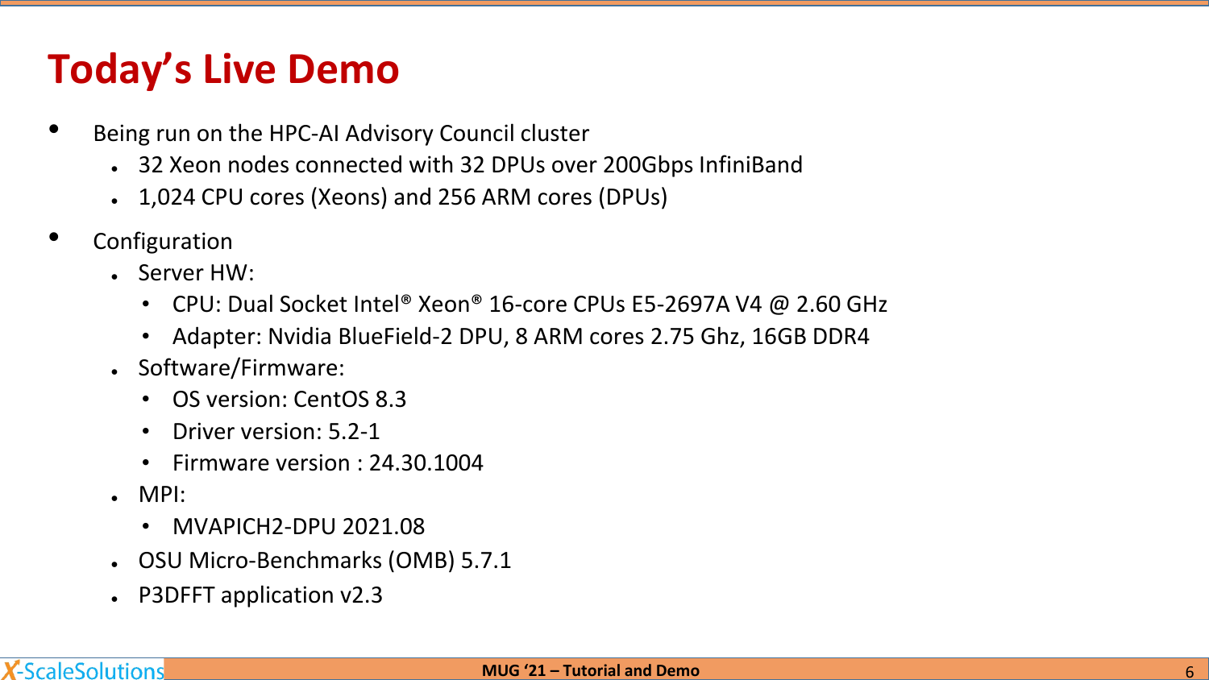# Today's Live Demo

- Being run on the HPC-AI Advisory Council cluster
  - 32 Xeon nodes connected with 32 DPUs over 200Gbps InfiniBand
  - 1,024 CPU cores (Xeons) and 256 ARM cores (DPUs)
- Configuration
  - Server HW:
    - CPU: Dual Socket Intel® Xeon® 16-core CPUs E5-2697A V4 @ 2.60 GHz
    - Adapter: Nvidia BlueField-2 DPU, 8 ARM cores 2.75 Ghz, 16GB DDR4
  - Software/Firmware:
    - OS version: CentOS 8.3
    - Driver version: 5.2-1
    - Firmware version : 24.30.1004
  - MPI:
    - MVAPICH2-DPU 2021.08
  - OSU Micro-Benchmarks (OMB) 5.7.1
  - P3DFFT application v2.3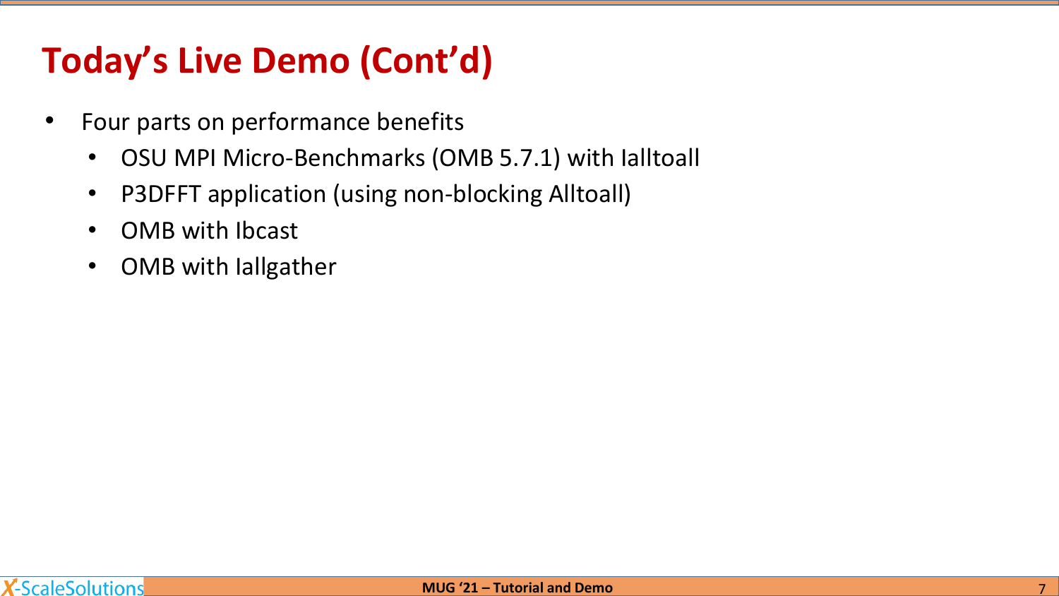# Today's Live Demo (Cont'd)

- Four parts on performance benefits
  - OSU MPI Micro-Benchmarks (OMB 5.7.1) with Ialltoall
  - P3DFFT application (using non-blocking Alltoall)
  - OMB with Ibcast
  - OMB with Iallgather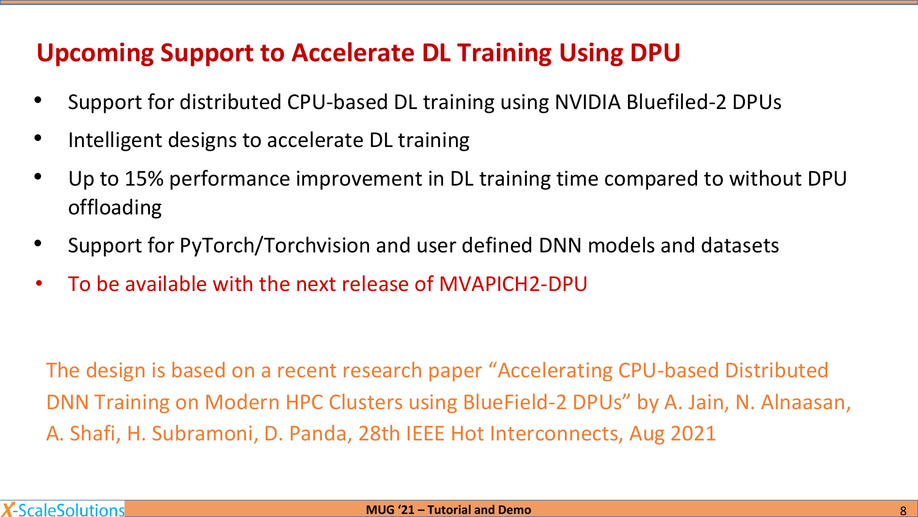# Upcoming Support to Accelerate DL Training Using DPU

- Support for distributed CPU-based DL training using NVIDIA Bluefiled-2 DPUs
- Intelligent designs to accelerate DL training
- Up to 15% performance improvement in DL training time compared to without DPU offloading
- Support for PyTorch/Torchvision and user defined DNN models and datasets
- To be available with the next release of MVAPICH2-DPU

The design is based on a recent research paper "Accelerating CPU-based Distributed DNN Training on Modern HPC Clusters using BlueField-2 DPUs" by A. Jain, N. Alnaasan, A. Shafi, H. Subramoni, D. Panda, 28th IEEE Hot Interconnects, Aug 2021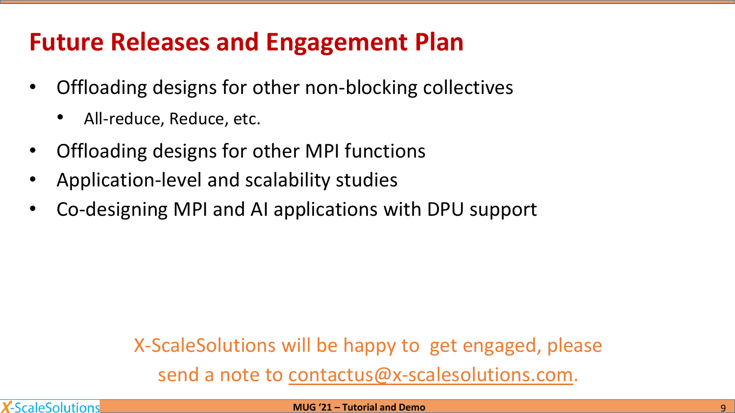# Future Releases and Engagement Plan

- Offloading designs for other non-blocking collectives
  - All-reduce, Reduce, etc.
- Offloading designs for other MPI functions
- Application-level and scalability studies
- Co-designing MPI and AI applications with DPU support

X-ScaleSolutions will be happy to get engaged, please send a note to contactus@x-scalesolutions.com.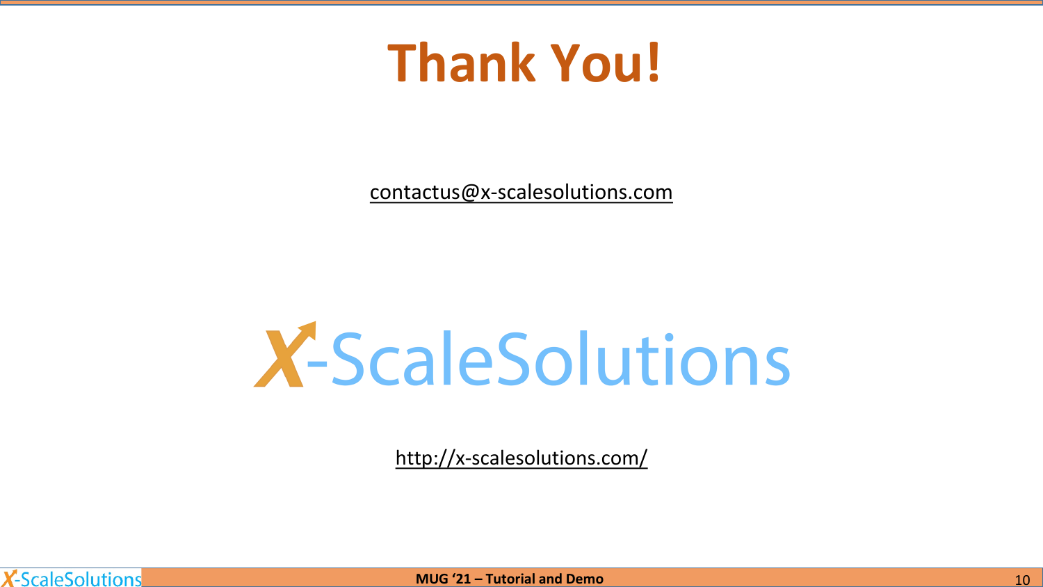# Thank You!

contactus@x-scalesolutions.com

X-ScaleSolutions

http://x-scalesolutions.com/